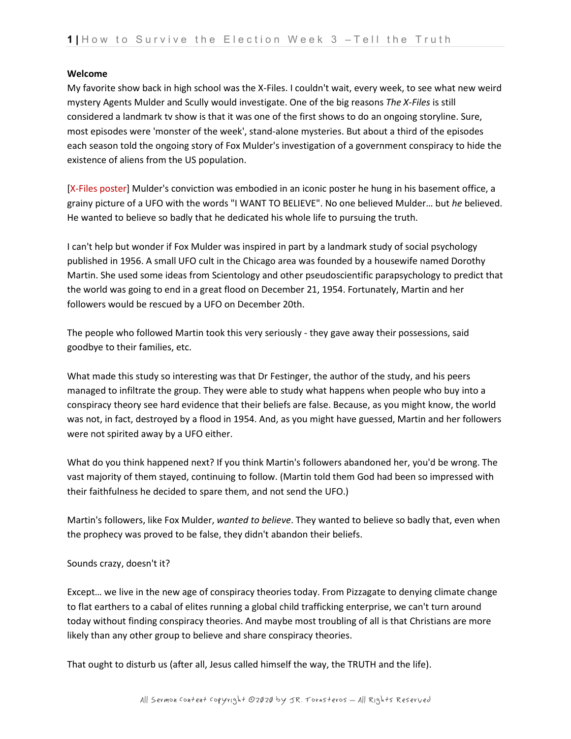**Welcome**

My favorite show back in high school was the X-Files. I couldn't wait, every week, to see what new weird mystery Agents Mulder and Scully would investigate. One of the big reasons *The X-Files* is still considered a landmark tv show is that it was one of the first shows to do an ongoing storyline. Sure, most episodes were 'monster of the week', stand-alone mysteries. But about a third of the episodes each season told the ongoing story of Fox Mulder's investigation of a government conspiracy to hide the existence of aliens from the US population.

[X-Files poster] Mulder's conviction was embodied in an iconic poster he hung in his basement office, a grainy picture of a UFO with the words "I WANT TO BELIEVE". No one believed Mulder… but *he* believed. He wanted to believe so badly that he dedicated his whole life to pursuing the truth.

I can't help but wonder if Fox Mulder was inspired in part by a landmark study of social psychology published in 1956. A small UFO cult in the Chicago area was founded by a housewife named Dorothy Martin. She used some ideas from Scientology and other pseudoscientific parapsychology to predict that the world was going to end in a great flood on December 21, 1954. Fortunately, Martin and her followers would be rescued by a UFO on December 20th.

The people who followed Martin took this very seriously - they gave away their possessions, said goodbye to their families, etc.

What made this study so interesting was that Dr Festinger, the author of the study, and his peers managed to infiltrate the group. They were able to study what happens when people who buy into a conspiracy theory see hard evidence that their beliefs are false. Because, as you might know, the world was not, in fact, destroyed by a flood in 1954. And, as you might have guessed, Martin and her followers were not spirited away by a UFO either.

What do you think happened next? If you think Martin's followers abandoned her, you'd be wrong. The vast majority of them stayed, continuing to follow. (Martin told them God had been so impressed with their faithfulness he decided to spare them, and not send the UFO.)

Martin's followers, like Fox Mulder, *wanted to believe*. They wanted to believe so badly that, even when the prophecy was proved to be false, they didn't abandon their beliefs.

Sounds crazy, doesn't it?

Except… we live in the new age of conspiracy theories today. From Pizzagate to denying climate change to flat earthers to a cabal of elites running a global child trafficking enterprise, we can't turn around today without finding conspiracy theories. And maybe most troubling of all is that Christians are more likely than any other group to believe and share conspiracy theories.

That ought to disturb us (after all, Jesus called himself the way, the TRUTH and the life).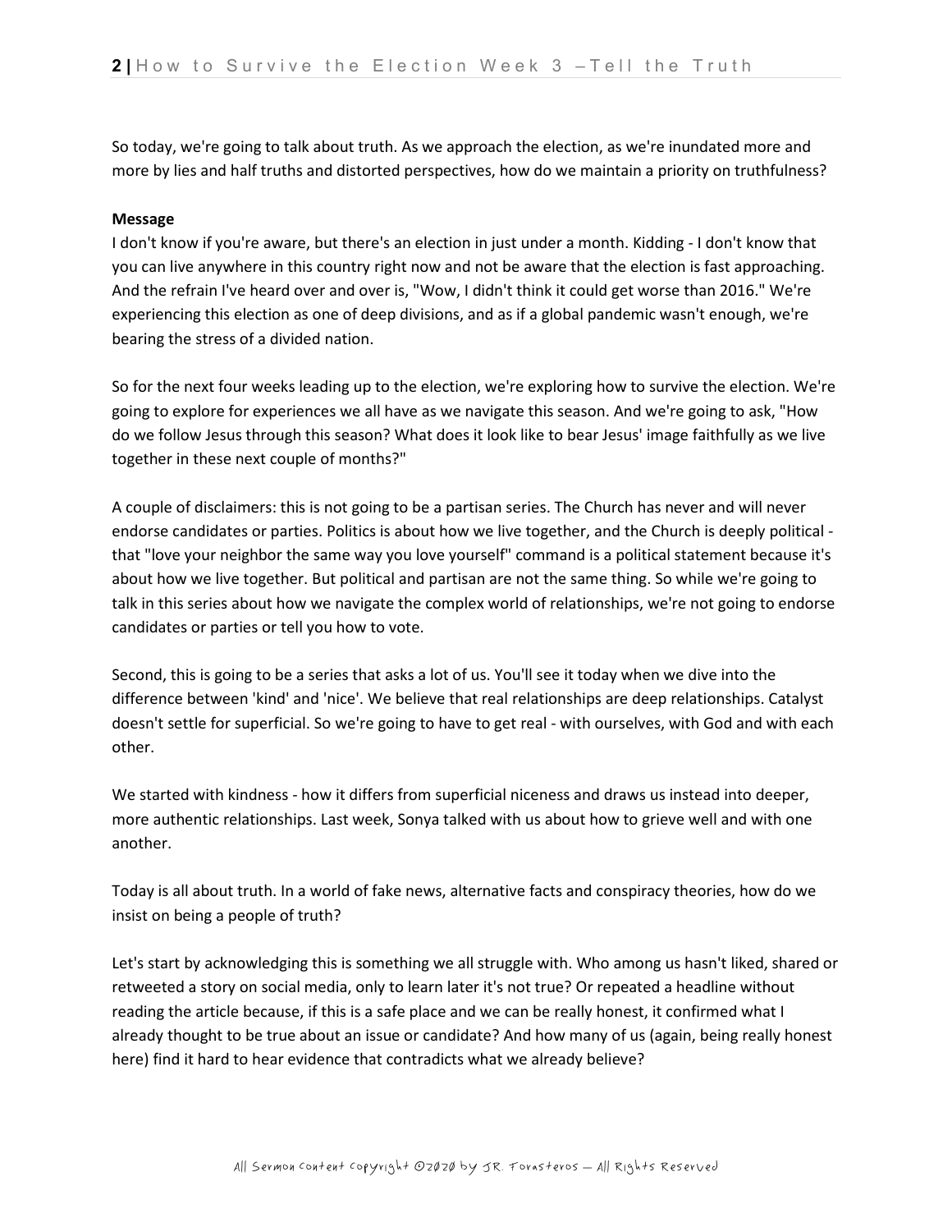So today, we're going to talk about truth. As we approach the election, as we're inundated more and more by lies and half truths and distorted perspectives, how do we maintain a priority on truthfulness?

**Message**

I don't know if you're aware, but there's an election in just under a month. Kidding - I don't know that you can live anywhere in this country right now and not be aware that the election is fast approaching. And the refrain I've heard over and over is, "Wow, I didn't think it could get worse than 2016." We're experiencing this election as one of deep divisions, and as if a global pandemic wasn't enough, we're bearing the stress of a divided nation.

So for the next four weeks leading up to the election, we're exploring how to survive the election. We're going to explore for experiences we all have as we navigate this season. And we're going to ask, "How do we follow Jesus through this season? What does it look like to bear Jesus' image faithfully as we live together in these next couple of months?"

A couple of disclaimers: this is not going to be a partisan series. The Church has never and will never endorse candidates or parties. Politics is about how we live together, and the Church is deeply political - that "love your neighbor the same way you love yourself" command is a political statement because it's about how we live together. But political and partisan are not the same thing. So while we're going to talk in this series about how we navigate the complex world of relationships, we're not going to endorse candidates or parties or tell you how to vote.

Second, this is going to be a series that asks a lot of us. You'll see it today when we dive into the difference between 'kind' and 'nice'. We believe that real relationships are deep relationships. Catalyst doesn't settle for superficial. So we're going to have to get real - with ourselves, with God and with each other.

We started with kindness - how it differs from superficial niceness and draws us instead into deeper, more authentic relationships. Last week, Sonya talked with us about how to grieve well and with one another.

Today is all about truth. In a world of fake news, alternative facts and conspiracy theories, how do we insist on being a people of truth?

Let's start by acknowledging this is something we all struggle with. Who among us hasn't liked, shared or retweeted a story on social media, only to learn later it's not true? Or repeated a headline without reading the article because, if this is a safe place and we can be really honest, it confirmed what I already thought to be true about an issue or candidate? And how many of us (again, being really honest here) find it hard to hear evidence that contradicts what we already believe?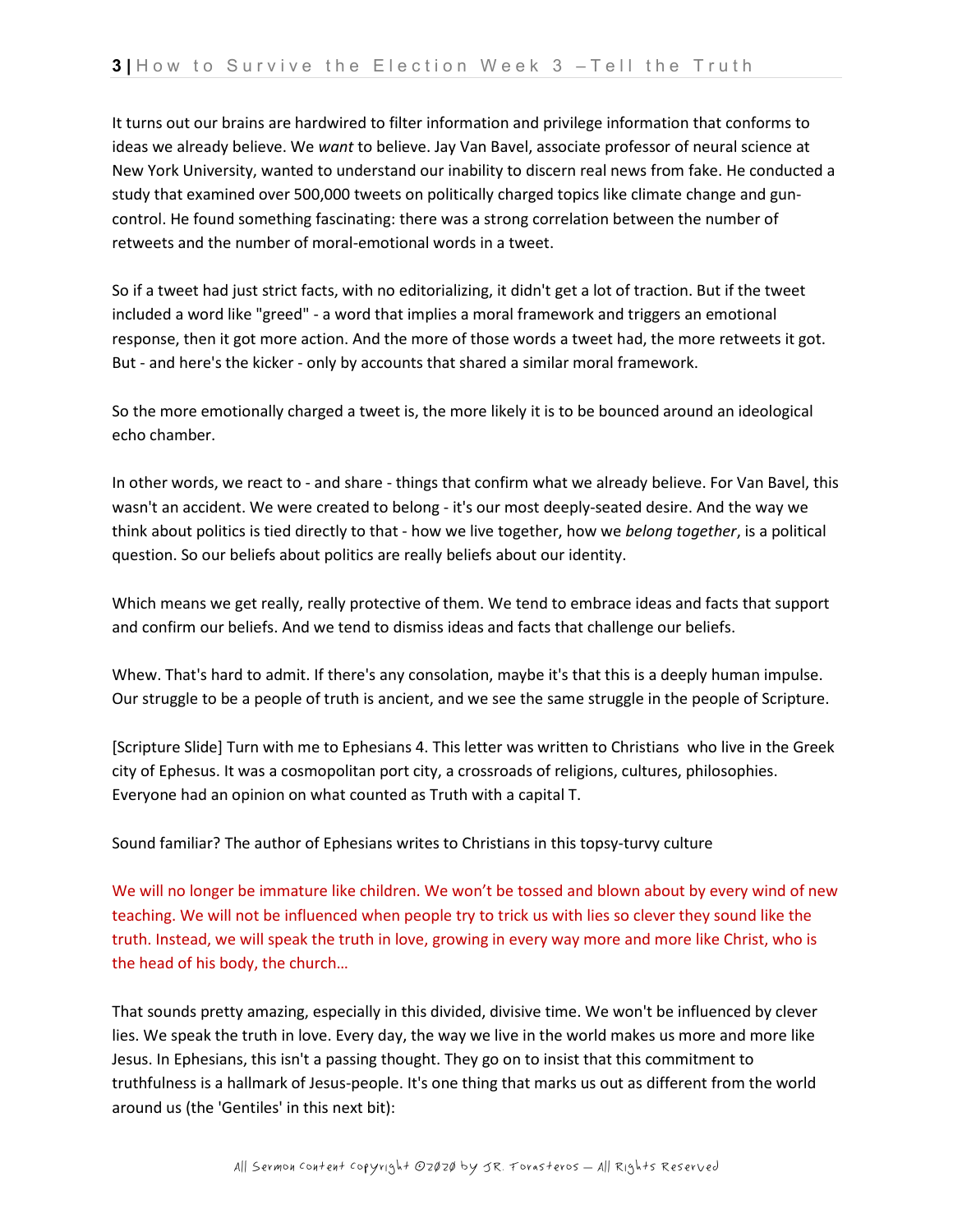It turns out our brains are hardwired to filter information and privilege information that conforms to ideas we already believe. We *want* to believe. Jay Van Bavel, associate professor of neural science at New York University, wanted to understand our inability to discern real news from fake. He conducted a study that examined over 500,000 tweets on politically charged topics like climate change and gun-control. He found something fascinating: there was a strong correlation between the number of retweets and the number of moral-emotional words in a tweet.

So if a tweet had just strict facts, with no editorializing, it didn't get a lot of traction. But if the tweet included a word like "greed" - a word that implies a moral framework and triggers an emotional response, then it got more action. And the more of those words a tweet had, the more retweets it got. But - and here's the kicker - only by accounts that shared a similar moral framework.

So the more emotionally charged a tweet is, the more likely it is to be bounced around an ideological echo chamber.

In other words, we react to - and share - things that confirm what we already believe. For Van Bavel, this wasn't an accident. We were created to belong - it's our most deeply-seated desire. And the way we think about politics is tied directly to that - how we live together, how we *belong together*, is a political question. So our beliefs about politics are really beliefs about our identity.

Which means we get really, really protective of them. We tend to embrace ideas and facts that support and confirm our beliefs. And we tend to dismiss ideas and facts that challenge our beliefs.

Whew. That's hard to admit. If there's any consolation, maybe it's that this is a deeply human impulse. Our struggle to be a people of truth is ancient, and we see the same struggle in the people of Scripture.

[Scripture Slide] Turn with me to Ephesians 4. This letter was written to Christians who live in the Greek city of Ephesus. It was a cosmopolitan port city, a crossroads of religions, cultures, philosophies. Everyone had an opinion on what counted as Truth with a capital T.

Sound familiar? The author of Ephesians writes to Christians in this topsy-turvy culture

We will no longer be immature like children. We won't be tossed and blown about by every wind of new teaching. We will not be influenced when people try to trick us with lies so clever they sound like the truth. Instead, we will speak the truth in love, growing in every way more and more like Christ, who is the head of his body, the church…

That sounds pretty amazing, especially in this divided, divisive time. We won't be influenced by clever lies. We speak the truth in love. Every day, the way we live in the world makes us more and more like Jesus. In Ephesians, this isn't a passing thought. They go on to insist that this commitment to truthfulness is a hallmark of Jesus-people. It's one thing that marks us out as different from the world around us (the 'Gentiles' in this next bit):

All Sermon Content Copyright ©2020 by JR. Forasteros – All Rights Reserved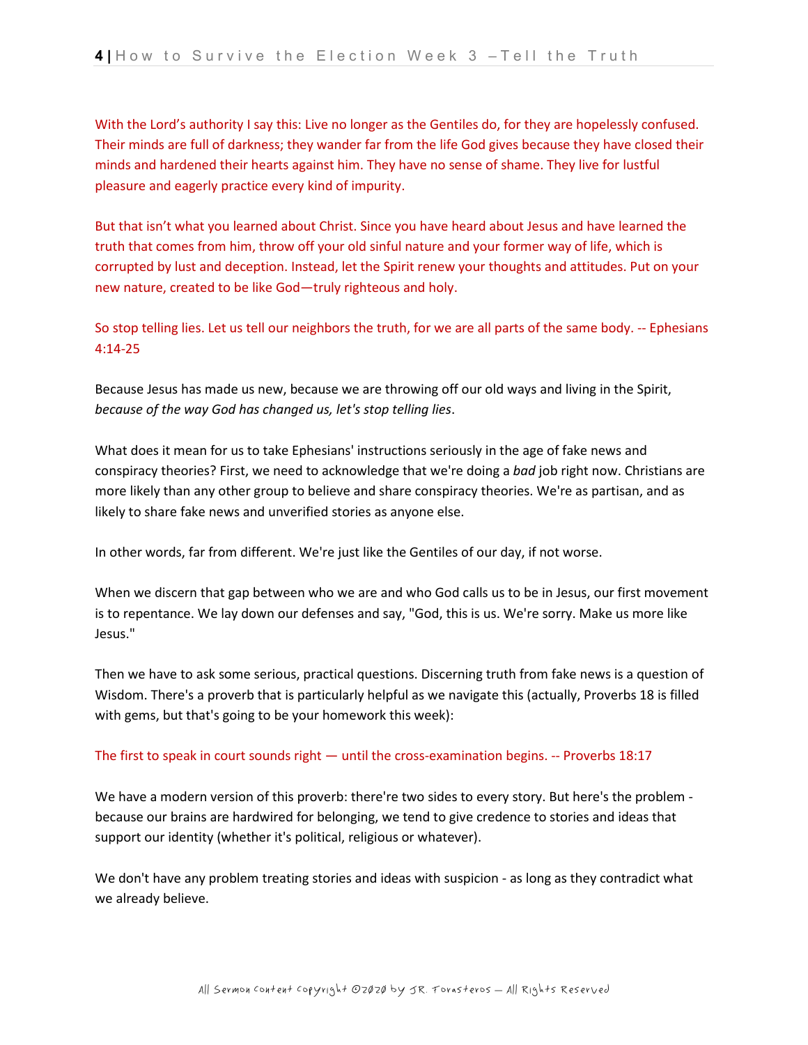With the Lord's authority I say this: Live no longer as the Gentiles do, for they are hopelessly confused. Their minds are full of darkness; they wander far from the life God gives because they have closed their minds and hardened their hearts against him. They have no sense of shame. They live for lustful pleasure and eagerly practice every kind of impurity.

But that isn't what you learned about Christ. Since you have heard about Jesus and have learned the truth that comes from him, throw off your old sinful nature and your former way of life, which is corrupted by lust and deception. Instead, let the Spirit renew your thoughts and attitudes. Put on your new nature, created to be like God—truly righteous and holy.

So stop telling lies. Let us tell our neighbors the truth, for we are all parts of the same body. -- Ephesians 4:14-25

Because Jesus has made us new, because we are throwing off our old ways and living in the Spirit, *because of the way God has changed us, let's stop telling lies*.

What does it mean for us to take Ephesians' instructions seriously in the age of fake news and conspiracy theories? First, we need to acknowledge that we're doing a *bad* job right now. Christians are more likely than any other group to believe and share conspiracy theories. We're as partisan, and as likely to share fake news and unverified stories as anyone else.

In other words, far from different. We're just like the Gentiles of our day, if not worse.

When we discern that gap between who we are and who God calls us to be in Jesus, our first movement is to repentance. We lay down our defenses and say, "God, this is us. We're sorry. Make us more like Jesus."

Then we have to ask some serious, practical questions. Discerning truth from fake news is a question of Wisdom. There's a proverb that is particularly helpful as we navigate this (actually, Proverbs 18 is filled with gems, but that's going to be your homework this week):

The first to speak in court sounds right — until the cross-examination begins. -- Proverbs 18:17

We have a modern version of this proverb: there're two sides to every story. But here's the problem - because our brains are hardwired for belonging, we tend to give credence to stories and ideas that support our identity (whether it's political, religious or whatever).

We don't have any problem treating stories and ideas with suspicion - as long as they contradict what we already believe.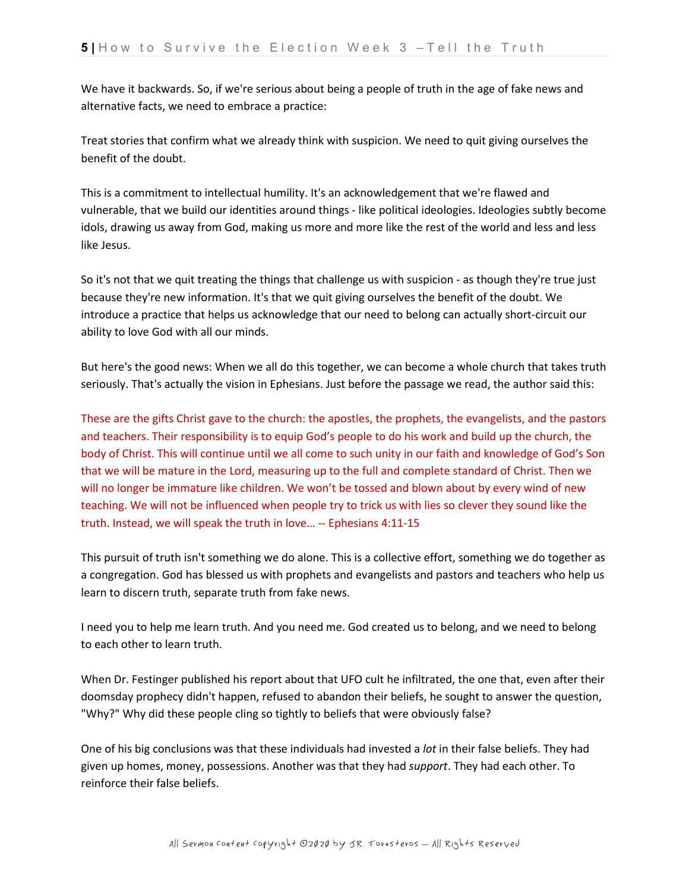We have it backwards. So, if we're serious about being a people of truth in the age of fake news and alternative facts, we need to embrace a practice:

Treat stories that confirm what we already think with suspicion. We need to quit giving ourselves the benefit of the doubt.

This is a commitment to intellectual humility. It's an acknowledgement that we're flawed and vulnerable, that we build our identities around things - like political ideologies. Ideologies subtly become idols, drawing us away from God, making us more and more like the rest of the world and less and less like Jesus.

So it's not that we quit treating the things that challenge us with suspicion - as though they're true just because they're new information. It's that we quit giving ourselves the benefit of the doubt. We introduce a practice that helps us acknowledge that our need to belong can actually short-circuit our ability to love God with all our minds.

But here's the good news: When we all do this together, we can become a whole church that takes truth seriously. That's actually the vision in Ephesians. Just before the passage we read, the author said this:

These are the gifts Christ gave to the church: the apostles, the prophets, the evangelists, and the pastors and teachers. Their responsibility is to equip God's people to do his work and build up the church, the body of Christ. This will continue until we all come to such unity in our faith and knowledge of God's Son that we will be mature in the Lord, measuring up to the full and complete standard of Christ. Then we will no longer be immature like children. We won't be tossed and blown about by every wind of new teaching. We will not be influenced when people try to trick us with lies so clever they sound like the truth. Instead, we will speak the truth in love… -- Ephesians 4:11-15

This pursuit of truth isn't something we do alone. This is a collective effort, something we do together as a congregation. God has blessed us with prophets and evangelists and pastors and teachers who help us learn to discern truth, separate truth from fake news.

I need you to help me learn truth. And you need me. God created us to belong, and we need to belong to each other to learn truth.

When Dr. Festinger published his report about that UFO cult he infiltrated, the one that, even after their doomsday prophecy didn't happen, refused to abandon their beliefs, he sought to answer the question, "Why?" Why did these people cling so tightly to beliefs that were obviously false?

One of his big conclusions was that these individuals had invested a *lot* in their false beliefs. They had given up homes, money, possessions. Another was that they had *support*. They had each other. To reinforce their false beliefs.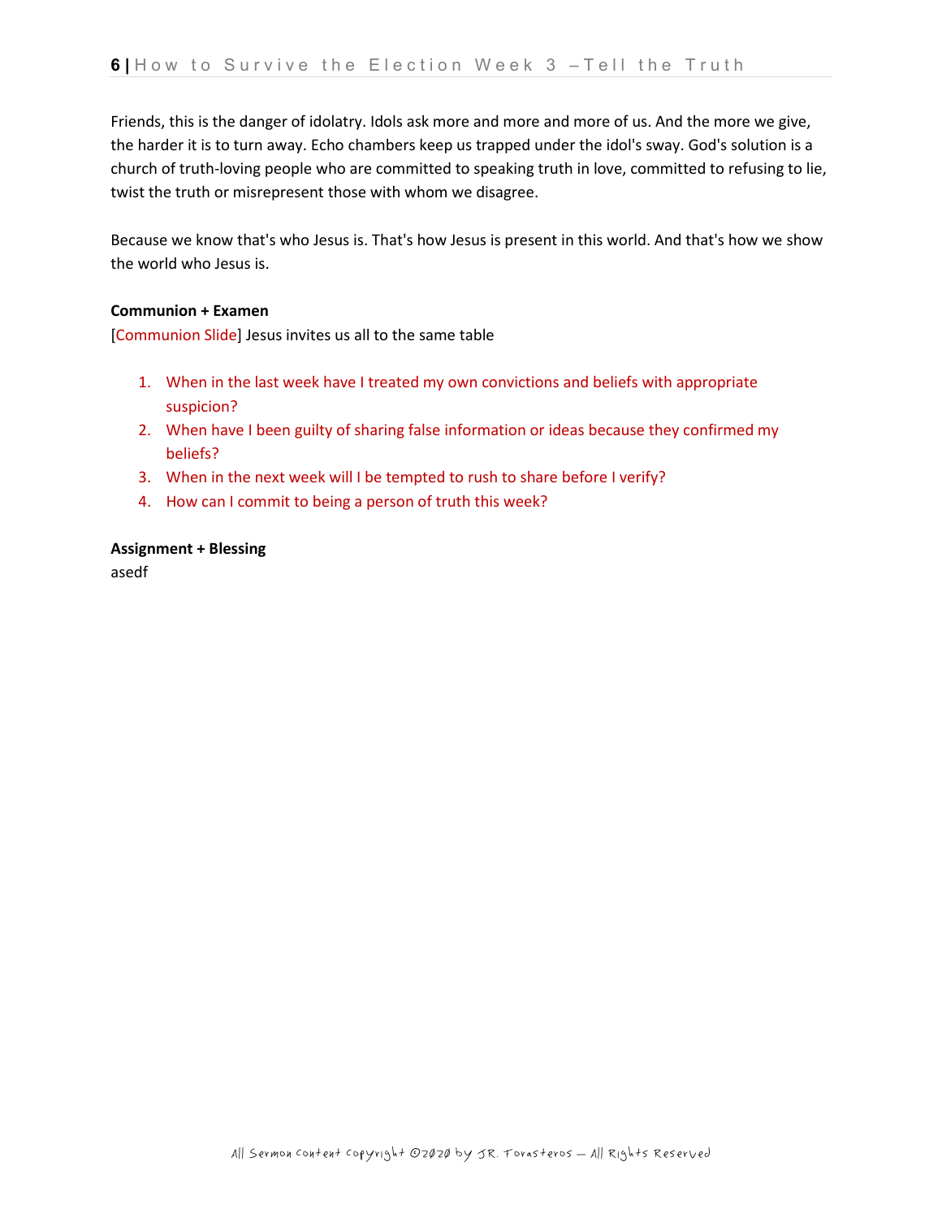Friends, this is the danger of idolatry. Idols ask more and more and more of us. And the more we give, the harder it is to turn away. Echo chambers keep us trapped under the idol's sway. God's solution is a church of truth-loving people who are committed to speaking truth in love, committed to refusing to lie, twist the truth or misrepresent those with whom we disagree.

Because we know that's who Jesus is. That's how Jesus is present in this world. And that's how we show the world who Jesus is.

**Communion + Examen**

[Communion Slide] Jesus invites us all to the same table

1. When in the last week have I treated my own convictions and beliefs with appropriate suspicion?
2. When have I been guilty of sharing false information or ideas because they confirmed my beliefs?
3. When in the next week will I be tempted to rush to share before I verify?
4. How can I commit to being a person of truth this week?

**Assignment + Blessing**

asedf